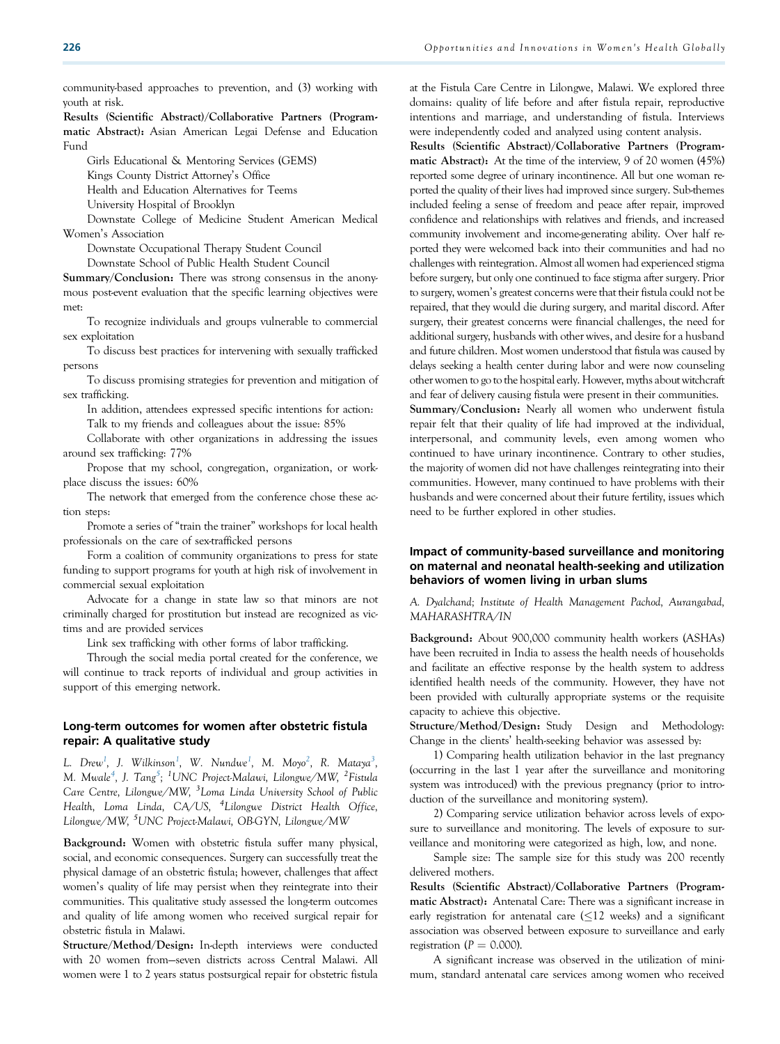community-based approaches to prevention, and (3) working with youth at risk.

**Results (Scientific Abstract)/Collaborative Partners (Programmatic Abstract):** Asian American Legal Defense and Education Fund

Girls Educational & Mentoring Services (GEMS)

Kings County District Attorney's Office

Health and Education Alternatives for Teems

University Hospital of Brooklyn

Downstate College of Medicine Student American Medical Women's Association

Downstate Occupational Therapy Student Council

Downstate School of Public Health Student Council

**Summary/Conclusion:** There was strong consensus in the anonymous post-event evaluation that the specific learning objectives were met:

To recognize individuals and groups vulnerable to commercial sex exploitation

To discuss best practices for intervening with sexually trafficked persons

To discuss promising strategies for prevention and mitigation of sex trafficking.

In addition, attendees expressed specific intentions for action:

Talk to my friends and colleagues about the issue: 85%

Collaborate with other organizations in addressing the issues around sex trafficking: 77%

Propose that my school, congregation, organization, or workplace discuss the issues: 60%

The network that emerged from the conference chose these action steps:

Promote a series of "train the trainer" workshops for local health professionals on the care of sex-trafficked persons

Form a coalition of community organizations to press for state funding to support programs for youth at high risk of involvement in commercial sexual exploitation

Advocate for a change in state law so that minors are not criminally charged for prostitution but instead are recognized as victims and are provided services

Link sex trafficking with other forms of labor trafficking.

Through the social media portal created for the conference, we will continue to track reports of individual and group activities in support of this emerging network.

## Long-term outcomes for women after obstetric fistula repair: A qualitative study

*L. Drew[1], J. Wilkinson[1], W. Nundwe[1], M. Moyo[2], R. Mataya[3], M. Mwale[4], J. Tang[5]; [1]UNC Project-Malawi, Lilongwe/MW, [2]Fistula Care Centre, Lilongwe/MW, [3]Loma Linda University School of Public Health, Loma Linda, CA/US, [4]Lilongwe District Health Office, Lilongwe/MW, [5]UNC Project-Malawi, OB-GYN, Lilongwe/MW*

**Background:** Women with obstetric fistula suffer many physical, social, and economic consequences. Surgery can successfully treat the physical damage of an obstetric fistula; however, challenges that affect women's quality of life may persist when they reintegrate into their communities. This qualitative study assessed the long-term outcomes and quality of life among women who received surgical repair for obstetric fistula in Malawi.

**Structure/Method/Design:** In-depth interviews were conducted with 20 women from—seven districts across Central Malawi. All women were 1 to 2 years status postsurgical repair for obstetric fistula at the Fistula Care Centre in Lilongwe, Malawi. We explored three domains: quality of life before and after fistula repair, reproductive intentions and marriage, and understanding of fistula. Interviews were independently coded and analyzed using content analysis.

**Results (Scientific Abstract)/Collaborative Partners (Programmatic Abstract):** At the time of the interview, 9 of 20 women (45%) reported some degree of urinary incontinence. All but one woman reported the quality of their lives had improved since surgery. Sub-themes included feeling a sense of freedom and peace after repair, improved confidence and relationships with relatives and friends, and increased community involvement and income-generating ability. Over half reported they were welcomed back into their communities and had no challenges with reintegration. Almost all women had experienced stigma before surgery, but only one continued to face stigma after surgery. Prior to surgery, women's greatest concerns were that their fistula could not be repaired, that they would die during surgery, and marital discord. After surgery, their greatest concerns were financial challenges, the need for additional surgery, husbands with other wives, and desire for a husband and future children. Most women understood that fistula was caused by delays seeking a health center during labor and were now counseling other women to go to the hospital early. However, myths about witchcraft and fear of delivery causing fistula were present in their communities.

**Summary/Conclusion:** Nearly all women who underwent fistula repair felt that their quality of life had improved at the individual, interpersonal, and community levels, even among women who continued to have urinary incontinence. Contrary to other studies, the majority of women did not have challenges reintegrating into their communities. However, many continued to have problems with their husbands and were concerned about their future fertility, issues which need to be further explored in other studies.

## Impact of community-based surveillance and monitoring on maternal and neonatal health-seeking and utilization behaviors of women living in urban slums

*A. Dyalchand; Institute of Health Management Pachod, Aurangabad, MAHARASHTRA/IN*

**Background:** About 900,000 community health workers (ASHAs) have been recruited in India to assess the health needs of households and facilitate an effective response by the health system to address identified health needs of the community. However, they have not been provided with culturally appropriate systems or the requisite capacity to achieve this objective.

**Structure/Method/Design:** Study Design and Methodology: Change in the clients' health-seeking behavior was assessed by:

1) Comparing health utilization behavior in the last pregnancy (occurring in the last 1 year after the surveillance and monitoring system was introduced) with the previous pregnancy (prior to introduction of the surveillance and monitoring system).

2) Comparing service utilization behavior across levels of exposure to surveillance and monitoring. The levels of exposure to surveillance and monitoring were categorized as high, low, and none.

Sample size: The sample size for this study was 200 recently delivered mothers.

**Results (Scientific Abstract)/Collaborative Partners (Programmatic Abstract):** Antenatal Care: There was a significant increase in early registration for antenatal care (≤12 weeks) and a significant association was observed between exposure to surveillance and early registration ($P = 0.000$).

A significant increase was observed in the utilization of minimum, standard antenatal care services among women who received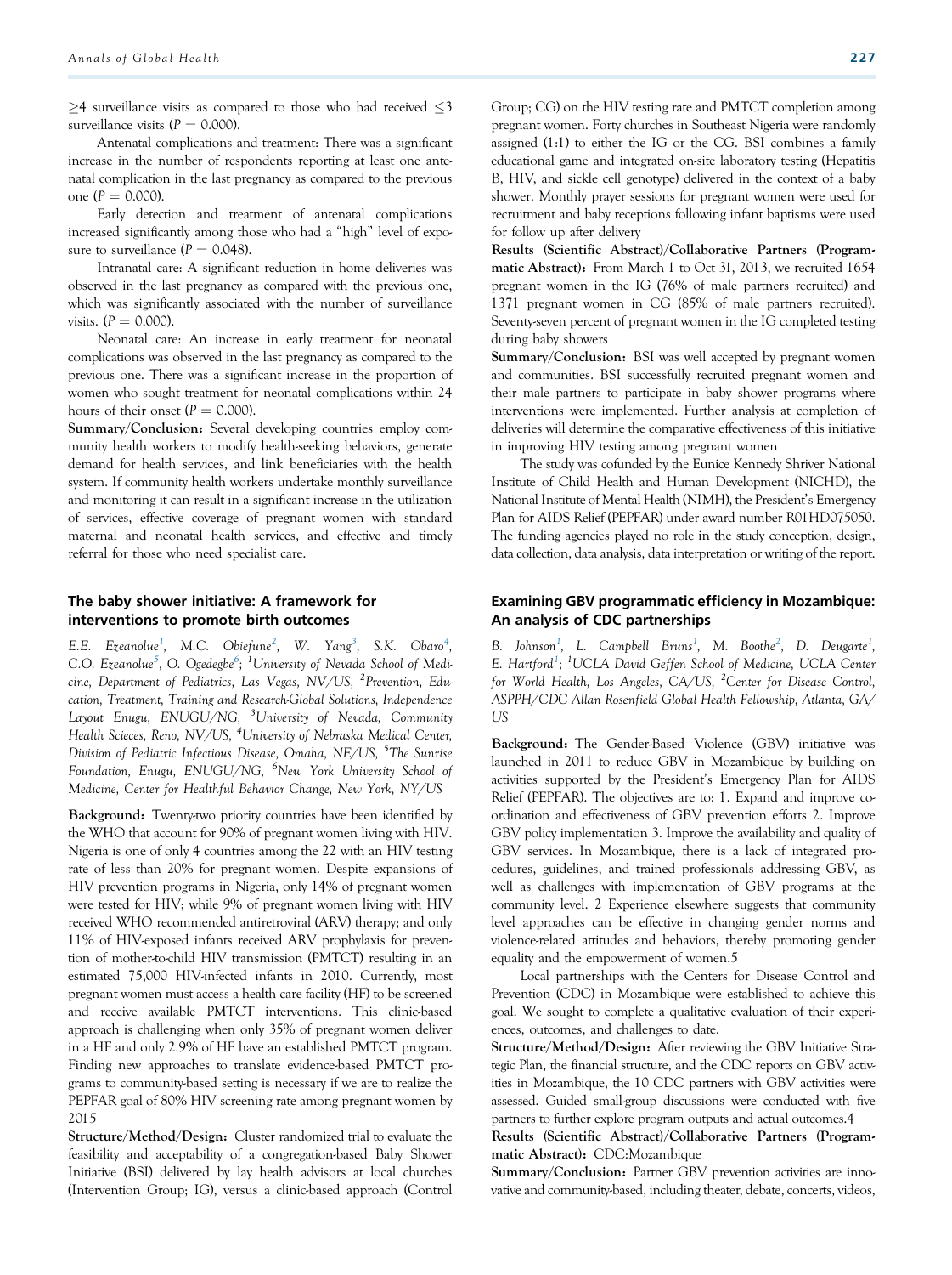≥4 surveillance visits as compared to those who had received ≤3 surveillance visits ($P = 0.000$).

Antenatal complications and treatment: There was a significant increase in the number of respondents reporting at least one antenatal complication in the last pregnancy as compared to the previous one ($P = 0.000$).

Early detection and treatment of antenatal complications increased significantly among those who had a "high" level of exposure to surveillance ($P = 0.048$).

Intranatal care: A significant reduction in home deliveries was observed in the last pregnancy as compared with the previous one, which was significantly associated with the number of surveillance visits. ($P = 0.000$).

Neonatal care: An increase in early treatment for neonatal complications was observed in the last pregnancy as compared to the previous one. There was a significant increase in the proportion of women who sought treatment for neonatal complications within 24 hours of their onset ($P = 0.000$).

**Summary/Conclusion:** Several developing countries employ community health workers to modify health-seeking behaviors, generate demand for health services, and link beneficiaries with the health system. If community health workers undertake monthly surveillance and monitoring it can result in a significant increase in the utilization of services, effective coverage of pregnant women with standard maternal and neonatal health services, and effective and timely referral for those who need specialist care.

## The baby shower initiative: A framework for interventions to promote birth outcomes

*E.E. Ezeanolue[1], M.C. Obiefune[2], W. Yang[3], S.K. Obaro[4], C.O. Ezeanolue[5], O. Ogedegbe[6]; [1]University of Nevada School of Medicine, Department of Pediatrics, Las Vegas, NV/US, [2]Prevention, Education, Treatment, Training and Research-Global Solutions, Independence Layout Enugu, ENUGU/NG, [3]University of Nevada, Community Health Scieces, Reno, NV/US, [4]University of Nebraska Medical Center, Division of Pediatric Infectious Disease, Omaha, NE/US, [5]The Sunrise Foundation, Enugu, ENUGU/NG, [6]New York University School of Medicine, Center for Healthful Behavior Change, New York, NY/US*

**Background:** Twenty-two priority countries have been identified by the WHO that account for 90% of pregnant women living with HIV. Nigeria is one of only 4 countries among the 22 with an HIV testing rate of less than 20% for pregnant women. Despite expansions of HIV prevention programs in Nigeria, only 14% of pregnant women were tested for HIV; while 9% of pregnant women living with HIV received WHO recommended antiretroviral (ARV) therapy; and only 11% of HIV-exposed infants received ARV prophylaxis for prevention of mother-to-child HIV transmission (PMTCT) resulting in an estimated 75,000 HIV-infected infants in 2010. Currently, most pregnant women must access a health care facility (HF) to be screened and receive available PMTCT interventions. This clinic-based approach is challenging when only 35% of pregnant women deliver in a HF and only 2.9% of HF have an established PMTCT program. Finding new approaches to translate evidence-based PMTCT programs to community-based setting is necessary if we are to realize the PEPFAR goal of 80% HIV screening rate among pregnant women by 2015

**Structure/Method/Design:** Cluster randomized trial to evaluate the feasibility and acceptability of a congregation-based Baby Shower Initiative (BSI) delivered by lay health advisors at local churches (Intervention Group; IG), versus a clinic-based approach (Control Group; CG) on the HIV testing rate and PMTCT completion among pregnant women. Forty churches in Southeast Nigeria were randomly assigned (1:1) to either the IG or the CG. BSI combines a family educational game and integrated on-site laboratory testing (Hepatitis B, HIV, and sickle cell genotype) delivered in the context of a baby shower. Monthly prayer sessions for pregnant women were used for recruitment and baby receptions following infant baptisms were used for follow up after delivery

**Results (Scientific Abstract)/Collaborative Partners (Programmatic Abstract):** From March 1 to Oct 31, 2013, we recruited 1654 pregnant women in the IG (76% of male partners recruited) and 1371 pregnant women in CG (85% of male partners recruited). Seventy-seven percent of pregnant women in the IG completed testing during baby showers

**Summary/Conclusion:** BSI was well accepted by pregnant women and communities. BSI successfully recruited pregnant women and their male partners to participate in baby shower programs where interventions were implemented. Further analysis at completion of deliveries will determine the comparative effectiveness of this initiative in improving HIV testing among pregnant women

The study was cofunded by the Eunice Kennedy Shriver National Institute of Child Health and Human Development (NICHD), the National Institute of Mental Health (NIMH), the President's Emergency Plan for AIDS Relief (PEPFAR) under award number R01HD075050. The funding agencies played no role in the study conception, design, data collection, data analysis, data interpretation or writing of the report.

## Examining GBV programmatic efficiency in Mozambique: An analysis of CDC partnerships

*B. Johnson[1], L. Campbell Bruns[1], M. Boothe[2], D. Deugarte[1], E. Hartford[1]; [1]UCLA David Geffen School of Medicine, UCLA Center for World Health, Los Angeles, CA/US, [2]Center for Disease Control, ASPPH/CDC Allan Rosenfield Global Health Fellowship, Atlanta, GA/US*

**Background:** The Gender-Based Violence (GBV) initiative was launched in 2011 to reduce GBV in Mozambique by building on activities supported by the President's Emergency Plan for AIDS Relief (PEPFAR). The objectives are to: 1. Expand and improve coordination and effectiveness of GBV prevention efforts 2. Improve GBV policy implementation 3. Improve the availability and quality of GBV services. In Mozambique, there is a lack of integrated procedures, guidelines, and trained professionals addressing GBV, as well as challenges with implementation of GBV programs at the community level. 2 Experience elsewhere suggests that community level approaches can be effective in changing gender norms and violence-related attitudes and behaviors, thereby promoting gender equality and the empowerment of women.5

Local partnerships with the Centers for Disease Control and Prevention (CDC) in Mozambique were established to achieve this goal. We sought to complete a qualitative evaluation of their experiences, outcomes, and challenges to date.

**Structure/Method/Design:** After reviewing the GBV Initiative Strategic Plan, the financial structure, and the CDC reports on GBV activities in Mozambique, the 10 CDC partners with GBV activities were assessed. Guided small-group discussions were conducted with five partners to further explore program outputs and actual outcomes.4

**Results (Scientific Abstract)/Collaborative Partners (Programmatic Abstract):** CDC:Mozambique

**Summary/Conclusion:** Partner GBV prevention activities are innovative and community-based, including theater, debate, concerts, videos,